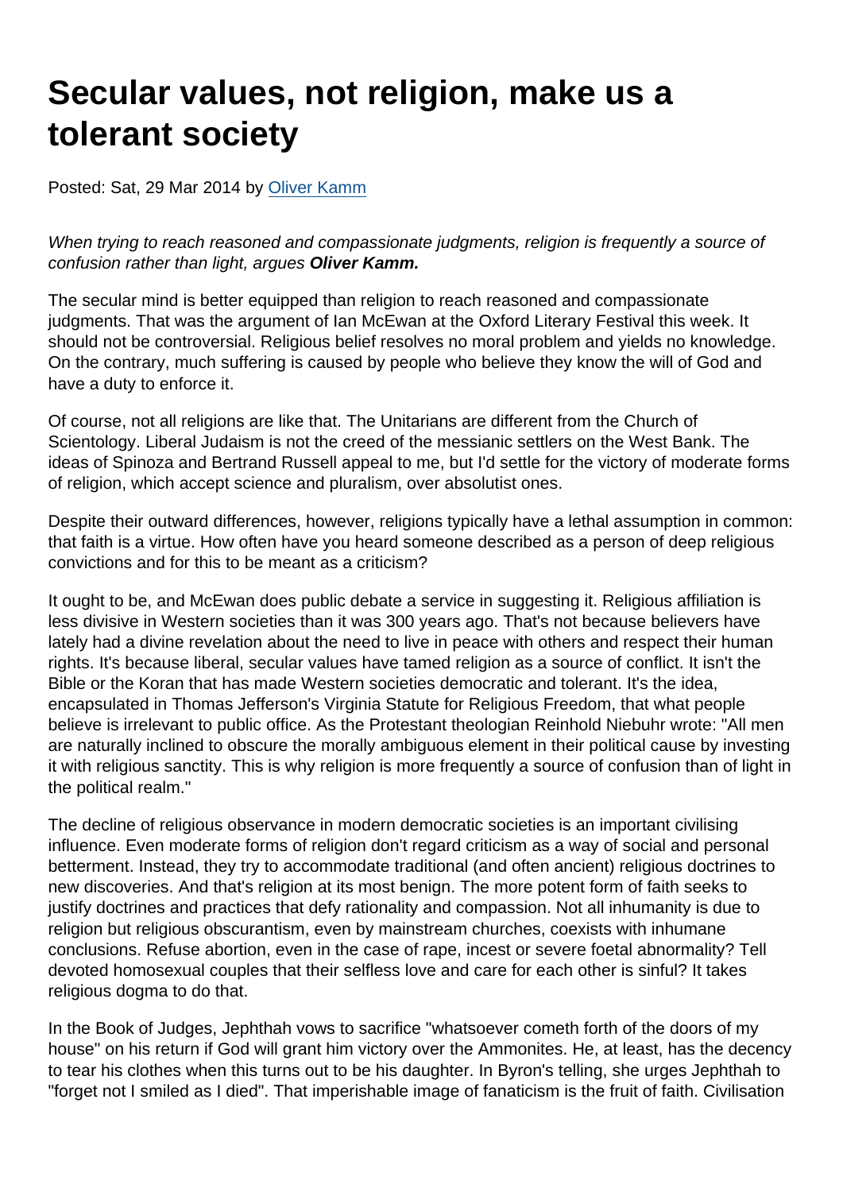# Secular values, not religion, make us a tolerant society

Posted: Sat, 29 Mar 2014 by Oliver Kamm

*When trying to reach reasoned and compassionate judgments, religion is frequently a source of confusion rather than light, argues* ***Oliver Kamm.***

The secular mind is better equipped than religion to reach reasoned and compassionate judgments. That was the argument of Ian McEwan at the Oxford Literary Festival this week. It should not be controversial. Religious belief resolves no moral problem and yields no knowledge. On the contrary, much suffering is caused by people who believe they know the will of God and have a duty to enforce it.

Of course, not all religions are like that. The Unitarians are different from the Church of Scientology. Liberal Judaism is not the creed of the messianic settlers on the West Bank. The ideas of Spinoza and Bertrand Russell appeal to me, but I'd settle for the victory of moderate forms of religion, which accept science and pluralism, over absolutist ones.

Despite their outward differences, however, religions typically have a lethal assumption in common: that faith is a virtue. How often have you heard someone described as a person of deep religious convictions and for this to be meant as a criticism?

It ought to be, and McEwan does public debate a service in suggesting it. Religious affiliation is less divisive in Western societies than it was 300 years ago. That's not because believers have lately had a divine revelation about the need to live in peace with others and respect their human rights. It's because liberal, secular values have tamed religion as a source of conflict. It isn't the Bible or the Koran that has made Western societies democratic and tolerant. It's the idea, encapsulated in Thomas Jefferson's Virginia Statute for Religious Freedom, that what people believe is irrelevant to public office. As the Protestant theologian Reinhold Niebuhr wrote: "All men are naturally inclined to obscure the morally ambiguous element in their political cause by investing it with religious sanctity. This is why religion is more frequently a source of confusion than of light in the political realm."

The decline of religious observance in modern democratic societies is an important civilising influence. Even moderate forms of religion don't regard criticism as a way of social and personal betterment. Instead, they try to accommodate traditional (and often ancient) religious doctrines to new discoveries. And that's religion at its most benign. The more potent form of faith seeks to justify doctrines and practices that defy rationality and compassion. Not all inhumanity is due to religion but religious obscurantism, even by mainstream churches, coexists with inhumane conclusions. Refuse abortion, even in the case of rape, incest or severe foetal abnormality? Tell devoted homosexual couples that their selfless love and care for each other is sinful? It takes religious dogma to do that.

In the Book of Judges, Jephthah vows to sacrifice "whatsoever cometh forth of the doors of my house" on his return if God will grant him victory over the Ammonites. He, at least, has the decency to tear his clothes when this turns out to be his daughter. In Byron's telling, she urges Jephthah to "forget not I smiled as I died". That imperishable image of fanaticism is the fruit of faith. Civilisation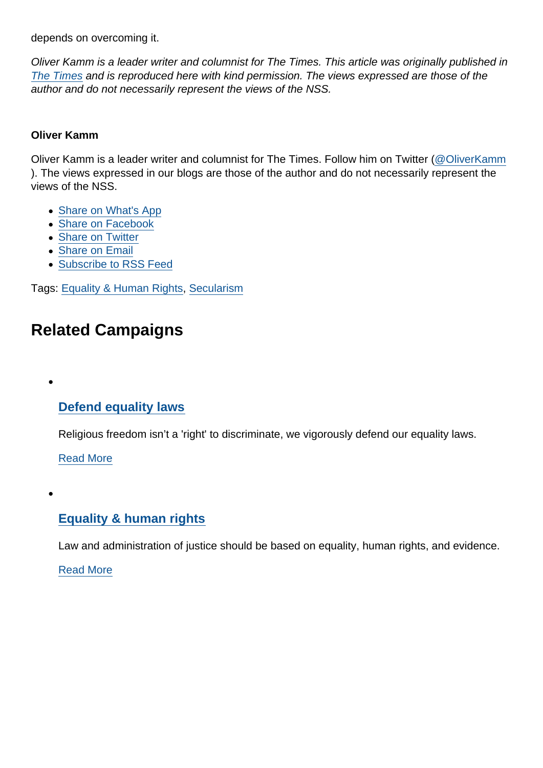depends on overcoming it.

*Oliver Kamm is a leader writer and columnist for The Times. This article was originally published in The Times and is reproduced here with kind permission. The views expressed are those of the author and do not necessarily represent the views of the NSS.*

**Oliver Kamm**

Oliver Kamm is a leader writer and columnist for The Times. Follow him on Twitter (@OliverKamm ). The views expressed in our blogs are those of the author and do not necessarily represent the views of the NSS.

- Share on What's App
- Share on Facebook
- Share on Twitter
- Share on Email
- Subscribe to RSS Feed

Tags: Equality & Human Rights, Secularism

## Related Campaigns

- ### Defend equality laws

  Religious freedom isn't a 'right' to discriminate, we vigorously defend our equality laws.

  Read More

- ### Equality & human rights

  Law and administration of justice should be based on equality, human rights, and evidence.

  Read More